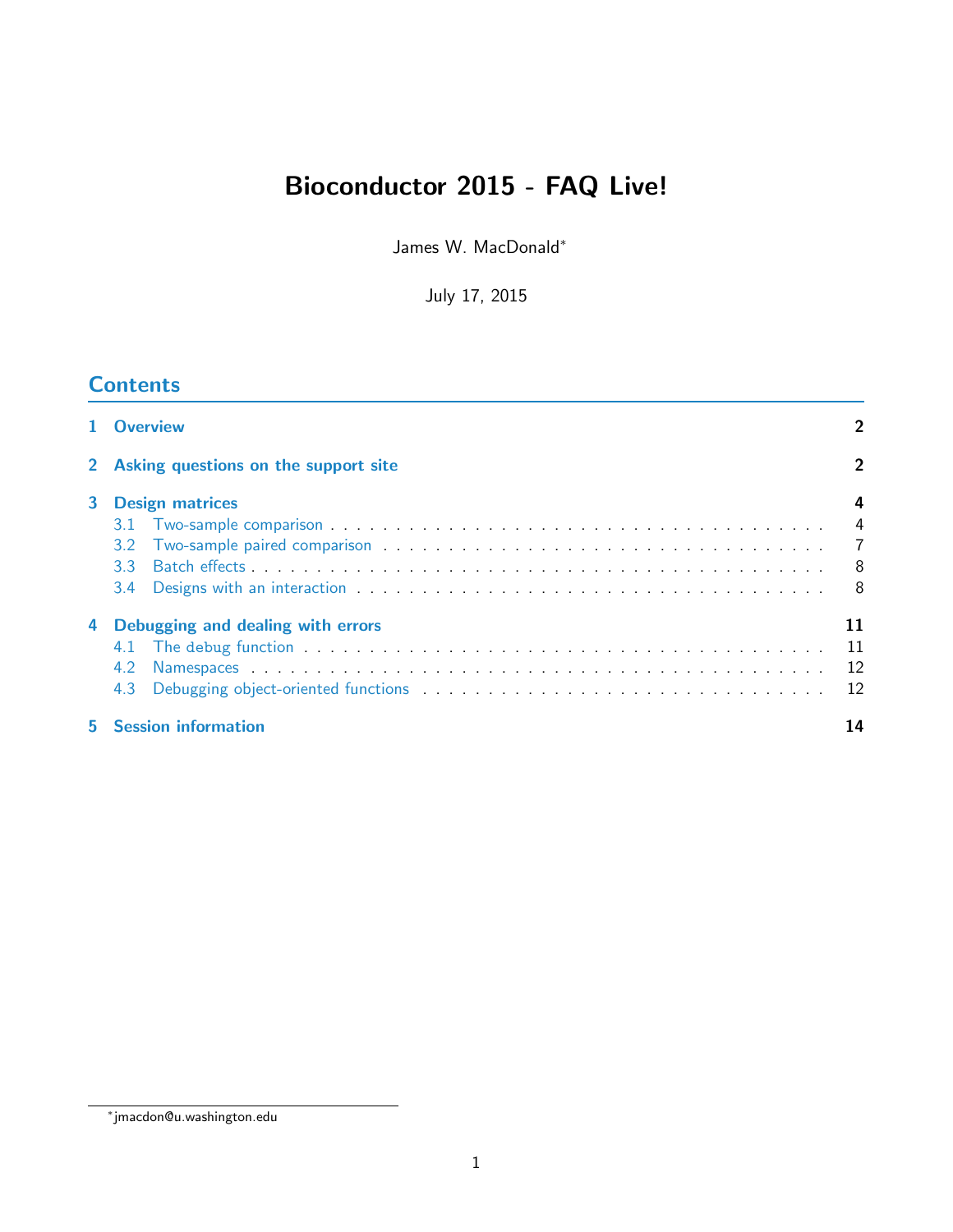# Bioconductor 2015 - FAQ Live!

James W. MacDonald*

July 17, 2015

## Contents

1 Overview — 2

2 Asking questions on the support site — 2

3 Design matrices — 4
- 3.1 Two-sample comparison — 4
- 3.2 Two-sample paired comparison — 7
- 3.3 Batch effects — 8
- 3.4 Designs with an interaction — 8

4 Debugging and dealing with errors — 11
- 4.1 The debug function — 11
- 4.2 Namespaces — 12
- 4.3 Debugging object-oriented functions — 12

5 Session information — 14

*jmacdon@u.washington.edu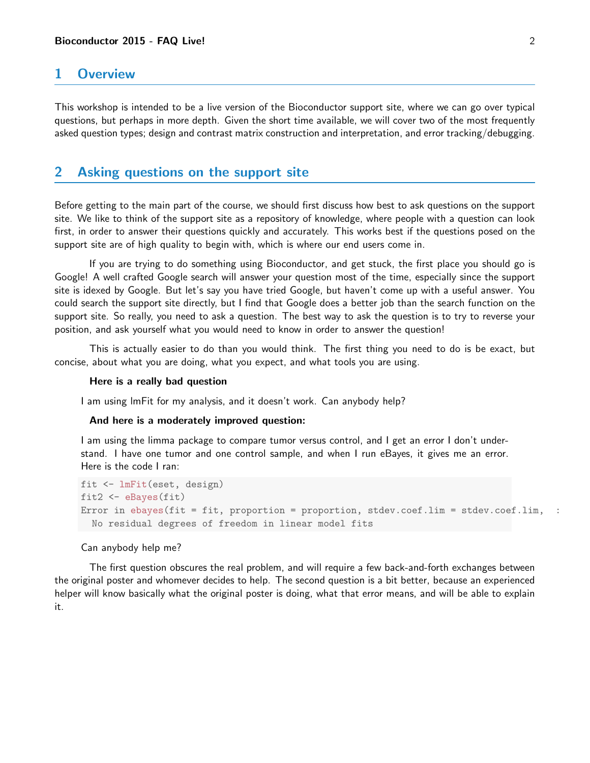## 1 Overview

This workshop is intended to be a live version of the Bioconductor support site, where we can go over typical questions, but perhaps in more depth. Given the short time available, we will cover two of the most frequently asked question types; design and contrast matrix construction and interpretation, and error tracking/debugging.

## 2 Asking questions on the support site

Before getting to the main part of the course, we should first discuss how best to ask questions on the support site. We like to think of the support site as a repository of knowledge, where people with a question can look first, in order to answer their questions quickly and accurately. This works best if the questions posed on the support site are of high quality to begin with, which is where our end users come in.

If you are trying to do something using Bioconductor, and get stuck, the first place you should go is Google! A well crafted Google search will answer your question most of the time, especially since the support site is idexed by Google. But let's say you have tried Google, but haven't come up with a useful answer. You could search the support site directly, but I find that Google does a better job than the search function on the support site. So really, you need to ask a question. The best way to ask the question is to try to reverse your position, and ask yourself what you would need to know in order to answer the question!

This is actually easier to do than you would think. The first thing you need to do is be exact, but concise, about what you are doing, what you expect, and what tools you are using.

**Here is a really bad question**

> I am using lmFit for my analysis, and it doesn't work. Can anybody help?

**And here is a moderately improved question:**

> I am using the limma package to compare tumor versus control, and I get an error I don't understand. I have one tumor and one control sample, and when I run eBayes, it gives me an error. Here is the code I ran:
>
> ```
> fit <- lmFit(eset, design)
> fit2 <- eBayes(fit)
> Error in ebayes(fit = fit, proportion = proportion, stdev.coef.lim = stdev.coef.lim,  :
>   No residual degrees of freedom in linear model fits
> ```
>
> Can anybody help me?

The first question obscures the real problem, and will require a few back-and-forth exchanges between the original poster and whomever decides to help. The second question is a bit better, because an experienced helper will know basically what the original poster is doing, what that error means, and will be able to explain it.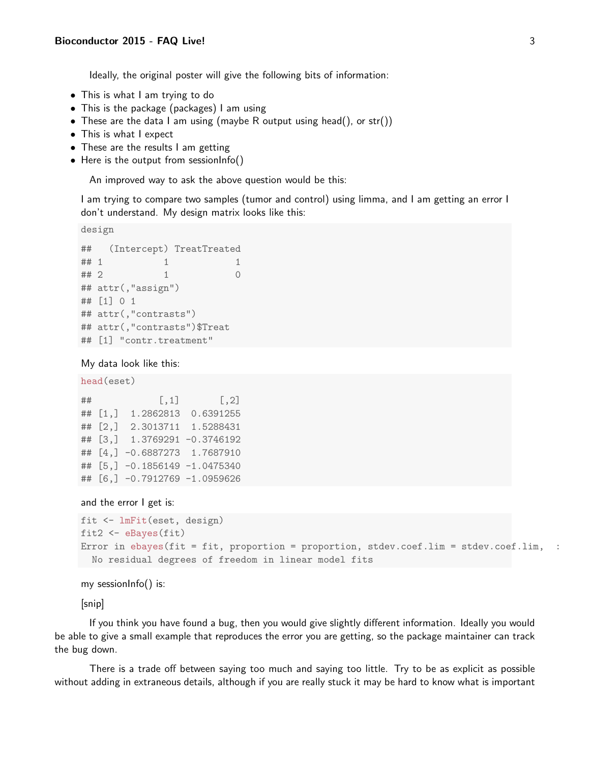Ideally, the original poster will give the following bits of information:

- This is what I am trying to do
- This is the package (packages) I am using
- These are the data I am using (maybe R output using head(), or str())
- This is what I expect
- These are the results I am getting
- Here is the output from sessionInfo()

An improved way to ask the above question would be this:

I am trying to compare two samples (tumor and control) using limma, and I am getting an error I don't understand. My design matrix looks like this:

```
design

##   (Intercept) TreatTreated
## 1           1            1
## 2           1            0
## attr(,"assign")
## [1] 0 1
## attr(,"contrasts")
## attr(,"contrasts")$Treat
## [1] "contr.treatment"
```

My data look like this:

```
head(eset)

##            [,1]       [,2]
## [1,]  1.2862813  0.6391255
## [2,]  2.3013711  1.5288431
## [3,]  1.3769291 -0.3746192
## [4,] -0.6887273  1.7687910
## [5,] -0.1856149 -1.0475340
## [6,] -0.7912769 -1.0959626
```

and the error I get is:

```
fit <- lmFit(eset, design)
fit2 <- eBayes(fit)
Error in ebayes(fit = fit, proportion = proportion, stdev.coef.lim = stdev.coef.lim,  :
  No residual degrees of freedom in linear model fits
```

my sessionInfo() is:

[snip]

If you think you have found a bug, then you would give slightly different information. Ideally you would be able to give a small example that reproduces the error you are getting, so the package maintainer can track the bug down.

There is a trade off between saying too much and saying too little. Try to be as explicit as possible without adding in extraneous details, although if you are really stuck it may be hard to know what is important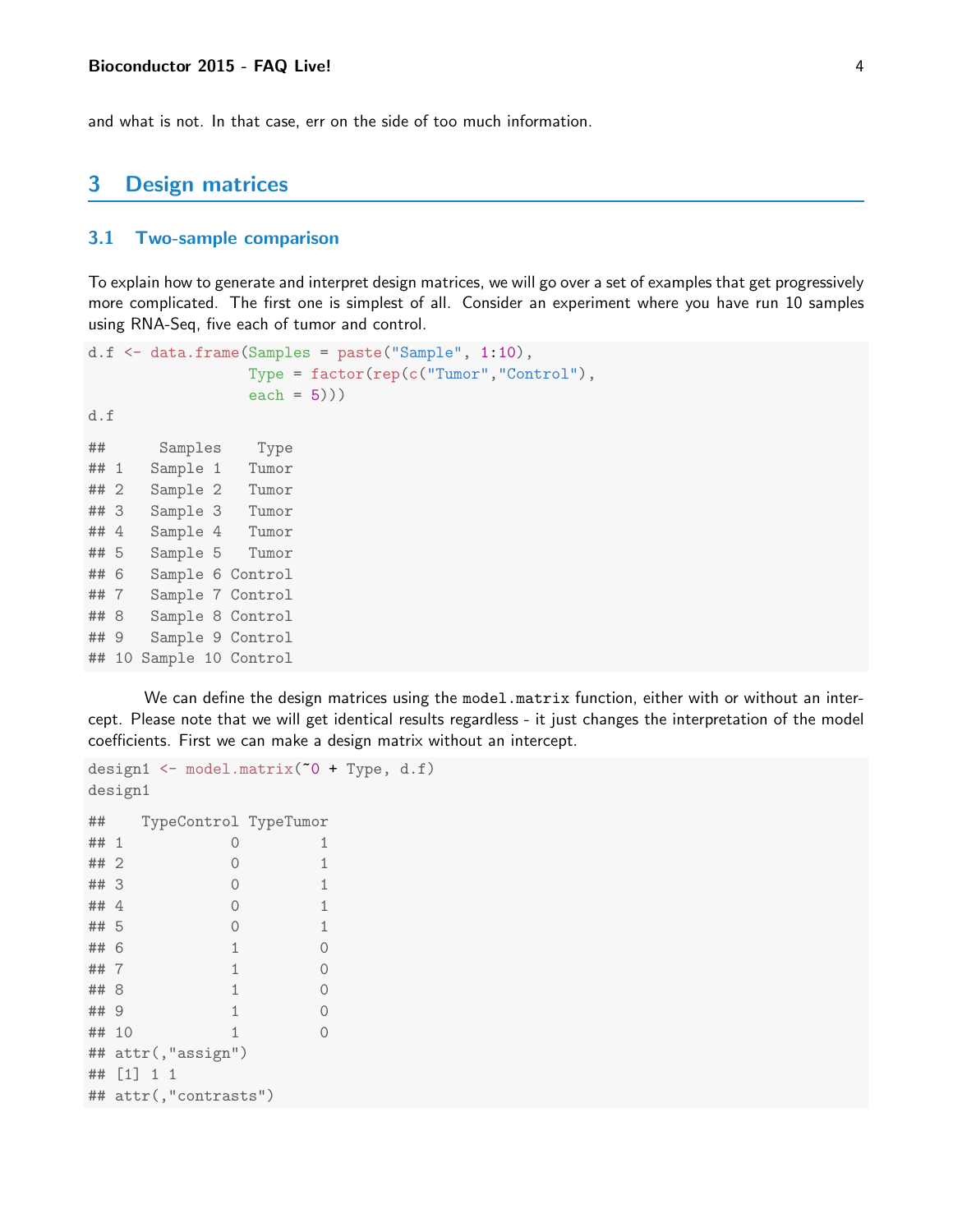and what is not. In that case, err on the side of too much information.

## 3 Design matrices

### 3.1 Two-sample comparison

To explain how to generate and interpret design matrices, we will go over a set of examples that get progressively more complicated. The first one is simplest of all. Consider an experiment where you have run 10 samples using RNA-Seq, five each of tumor and control.

```
d.f <- data.frame(Samples = paste("Sample", 1:10),
                  Type = factor(rep(c("Tumor","Control"),
                  each = 5)))
d.f

##      Samples    Type
## 1   Sample 1   Tumor
## 2   Sample 2   Tumor
## 3   Sample 3   Tumor
## 4   Sample 4   Tumor
## 5   Sample 5   Tumor
## 6   Sample 6 Control
## 7   Sample 7 Control
## 8   Sample 8 Control
## 9   Sample 9 Control
## 10 Sample 10 Control
```

We can define the design matrices using the `model.matrix` function, either with or without an intercept. Please note that we will get identical results regardless - it just changes the interpretation of the model coefficients. First we can make a design matrix without an intercept.

```
design1 <- model.matrix(~0 + Type, d.f)
design1

##    TypeControl TypeTumor
## 1            0         1
## 2            0         1
## 3            0         1
## 4            0         1
## 5            0         1
## 6            1         0
## 7            1         0
## 8            1         0
## 9            1         0
## 10           1         0
## attr(,"assign")
## [1] 1 1
## attr(,"contrasts")
```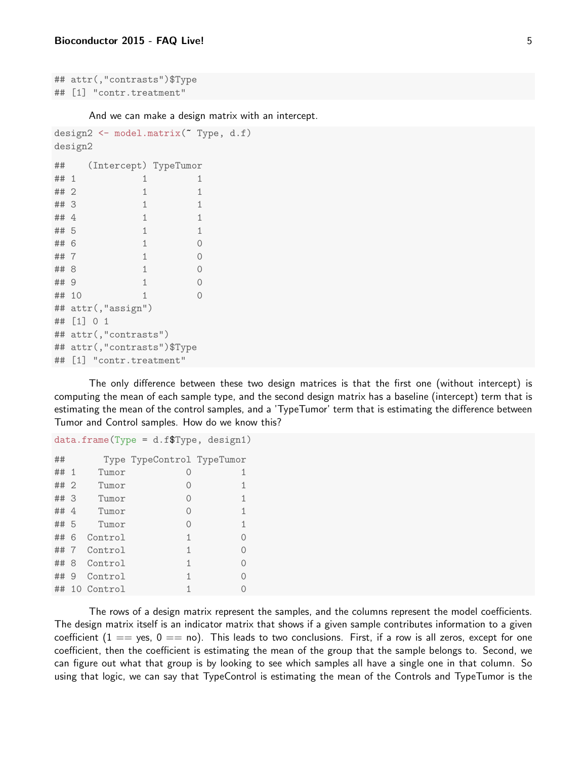```
## attr(,"contrasts")$Type
## [1] "contr.treatment"
```

And we can make a design matrix with an intercept.

```
design2 <- model.matrix(~ Type, d.f)
design2
```

```
##    (Intercept) TypeTumor
## 1            1         1
## 2            1         1
## 3            1         1
## 4            1         1
## 5            1         1
## 6            1         0
## 7            1         0
## 8            1         0
## 9            1         0
## 10           1         0
## attr(,"assign")
## [1] 0 1
## attr(,"contrasts")
## attr(,"contrasts")$Type
## [1] "contr.treatment"
```

The only difference between these two design matrices is that the first one (without intercept) is computing the mean of each sample type, and the second design matrix has a baseline (intercept) term that is estimating the mean of the control samples, and a 'TypeTumor' term that is estimating the difference between Tumor and Control samples. How do we know this?

```
data.frame(Type = d.f$Type, design1)
```

```
##       Type TypeControl TypeTumor
## 1    Tumor           0         1
## 2    Tumor           0         1
## 3    Tumor           0         1
## 4    Tumor           0         1
## 5    Tumor           0         1
## 6  Control           1         0
## 7  Control           1         0
## 8  Control           1         0
## 9  Control           1         0
## 10 Control           1         0
```

The rows of a design matrix represent the samples, and the columns represent the model coefficients. The design matrix itself is an indicator matrix that shows if a given sample contributes information to a given coefficient (1 == yes, 0 == no). This leads to two conclusions. First, if a row is all zeros, except for one coefficient, then the coefficient is estimating the mean of the group that the sample belongs to. Second, we can figure out what that group is by looking to see which samples all have a single one in that column. So using that logic, we can say that TypeControl is estimating the mean of the Controls and TypeTumor is the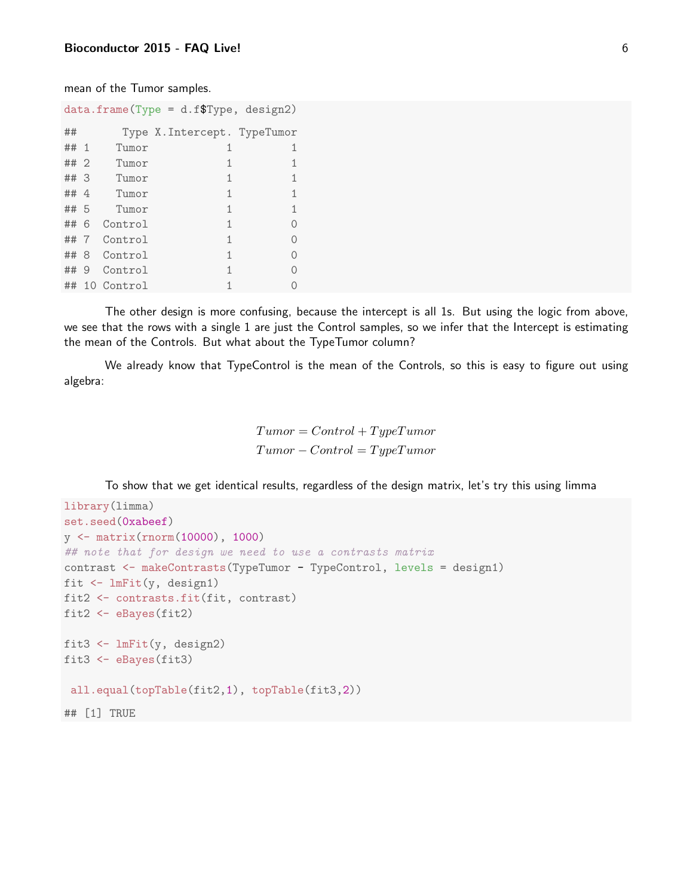mean of the Tumor samples.

```
data.frame(Type = d.f$Type, design2)
```

```
##       Type X.Intercept. TypeTumor
## 1    Tumor            1         1
## 2    Tumor            1         1
## 3    Tumor            1         1
## 4    Tumor            1         1
## 5    Tumor            1         1
## 6  Control            1         0
## 7  Control            1         0
## 8  Control            1         0
## 9  Control            1         0
## 10 Control            1         0
```

The other design is more confusing, because the intercept is all 1s. But using the logic from above, we see that the rows with a single 1 are just the Control samples, so we infer that the Intercept is estimating the mean of the Controls. But what about the TypeTumor column?

We already know that TypeControl is the mean of the Controls, so this is easy to figure out using algebra:

$$
Tumor = Control + TypeTumor
$$
$$
Tumor - Control = TypeTumor
$$

To show that we get identical results, regardless of the design matrix, let's try this using limma

```
library(limma)
set.seed(0xabeef)
y <- matrix(rnorm(10000), 1000)
## note that for design we need to use a contrasts matrix
contrast <- makeContrasts(TypeTumor - TypeControl, levels = design1)
fit <- lmFit(y, design1)
fit2 <- contrasts.fit(fit, contrast)
fit2 <- eBayes(fit2)

fit3 <- lmFit(y, design2)
fit3 <- eBayes(fit3)

 all.equal(topTable(fit2,1), topTable(fit3,2))
```

```
## [1] TRUE
```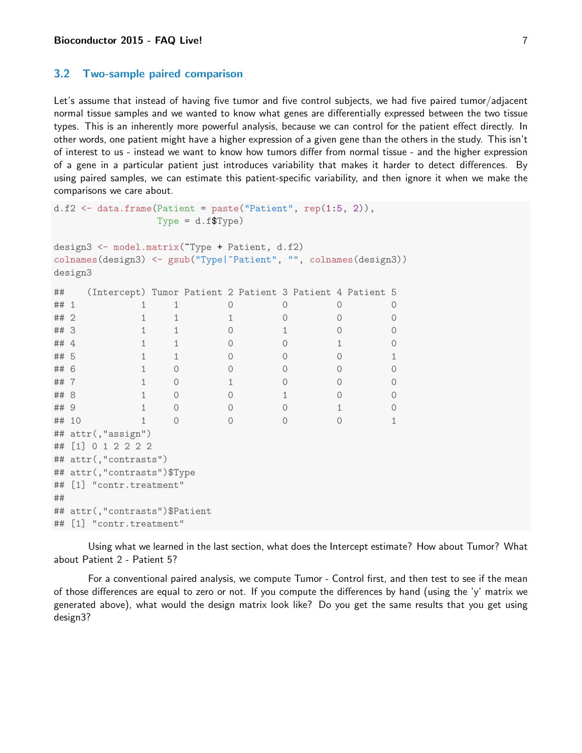### 3.2 Two-sample paired comparison

Let's assume that instead of having five tumor and five control subjects, we had five paired tumor/adjacent normal tissue samples and we wanted to know what genes are differentially expressed between the two tissue types. This is an inherently more powerful analysis, because we can control for the patient effect directly. In other words, one patient might have a higher expression of a given gene than the others in the study. This isn't of interest to us - instead we want to know how tumors differ from normal tissue - and the higher expression of a gene in a particular patient just introduces variability that makes it harder to detect differences. By using paired samples, we can estimate this patient-specific variability, and then ignore it when we make the comparisons we care about.

```
d.f2 <- data.frame(Patient = paste("Patient", rep(1:5, 2)),
                   Type = d.f$Type)

design3 <- model.matrix(~Type + Patient, d.f2)
colnames(design3) <- gsub("Type|^Patient", "", colnames(design3))
design3

##    (Intercept) Tumor Patient 2 Patient 3 Patient 4 Patient 5
## 1            1     1         0         0         0         0
## 2            1     1         1         0         0         0
## 3            1     1         0         1         0         0
## 4            1     1         0         0         1         0
## 5            1     1         0         0         0         1
## 6            1     0         0         0         0         0
## 7            1     0         1         0         0         0
## 8            1     0         0         1         0         0
## 9            1     0         0         0         1         0
## 10           1     0         0         0         0         1
## attr(,"assign")
## [1] 0 1 2 2 2 2
## attr(,"contrasts")
## attr(,"contrasts")$Type
## [1] "contr.treatment"
##
## attr(,"contrasts")$Patient
## [1] "contr.treatment"
```

Using what we learned in the last section, what does the Intercept estimate? How about Tumor? What about Patient 2 - Patient 5?

For a conventional paired analysis, we compute Tumor - Control first, and then test to see if the mean of those differences are equal to zero or not. If you compute the differences by hand (using the 'y' matrix we generated above), what would the design matrix look like? Do you get the same results that you get using design3?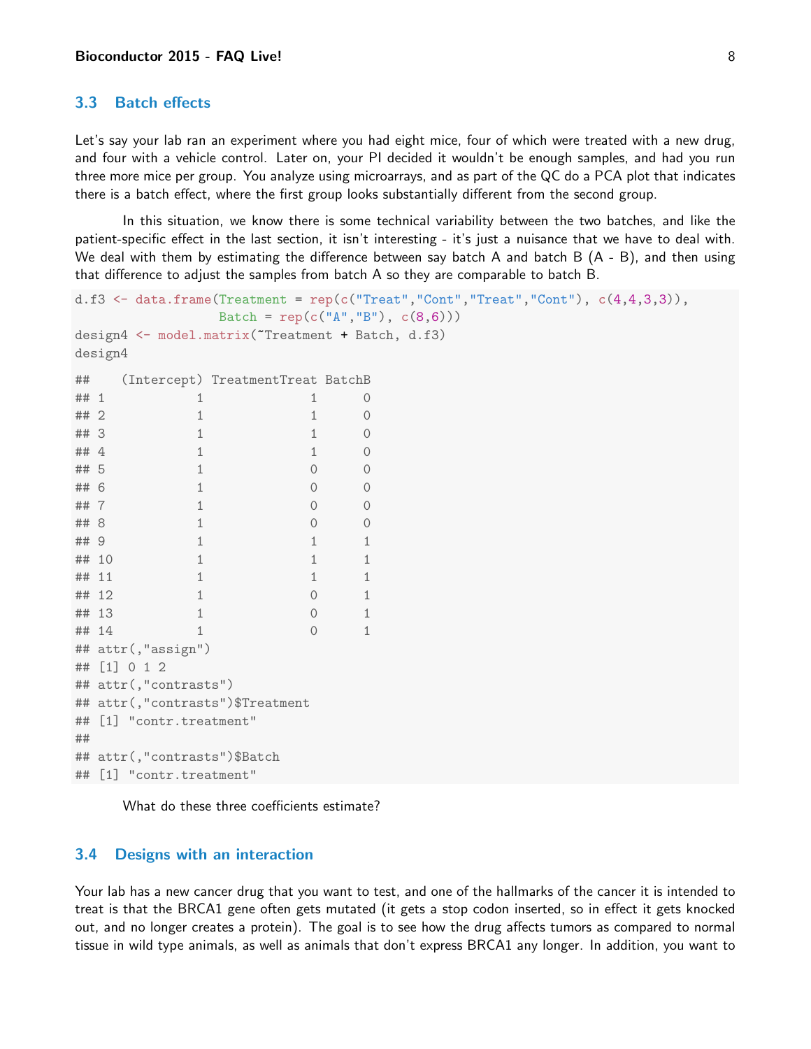### 3.3 Batch effects

Let's say your lab ran an experiment where you had eight mice, four of which were treated with a new drug, and four with a vehicle control. Later on, your PI decided it wouldn't be enough samples, and had you run three more mice per group. You analyze using microarrays, and as part of the QC do a PCA plot that indicates there is a batch effect, where the first group looks substantially different from the second group.

In this situation, we know there is some technical variability between the two batches, and like the patient-specific effect in the last section, it isn't interesting - it's just a nuisance that we have to deal with. We deal with them by estimating the difference between say batch A and batch B (A - B), and then using that difference to adjust the samples from batch A so they are comparable to batch B.

```
d.f3 <- data.frame(Treatment = rep(c("Treat","Cont","Treat","Cont"), c(4,4,3,3)),
                   Batch = rep(c("A","B"), c(8,6)))
design4 <- model.matrix(~Treatment + Batch, d.f3)
design4

##    (Intercept) TreatmentTreat BatchB
## 1            1              1      0
## 2            1              1      0
## 3            1              1      0
## 4            1              1      0
## 5            1              0      0
## 6            1              0      0
## 7            1              0      0
## 8            1              0      0
## 9            1              1      1
## 10           1              1      1
## 11           1              1      1
## 12           1              0      1
## 13           1              0      1
## 14           1              0      1
## attr(,"assign")
## [1] 0 1 2
## attr(,"contrasts")
## attr(,"contrasts")$Treatment
## [1] "contr.treatment"
##
## attr(,"contrasts")$Batch
## [1] "contr.treatment"
```

What do these three coefficients estimate?

### 3.4 Designs with an interaction

Your lab has a new cancer drug that you want to test, and one of the hallmarks of the cancer it is intended to treat is that the BRCA1 gene often gets mutated (it gets a stop codon inserted, so in effect it gets knocked out, and no longer creates a protein). The goal is to see how the drug affects tumors as compared to normal tissue in wild type animals, as well as animals that don't express BRCA1 any longer. In addition, you want to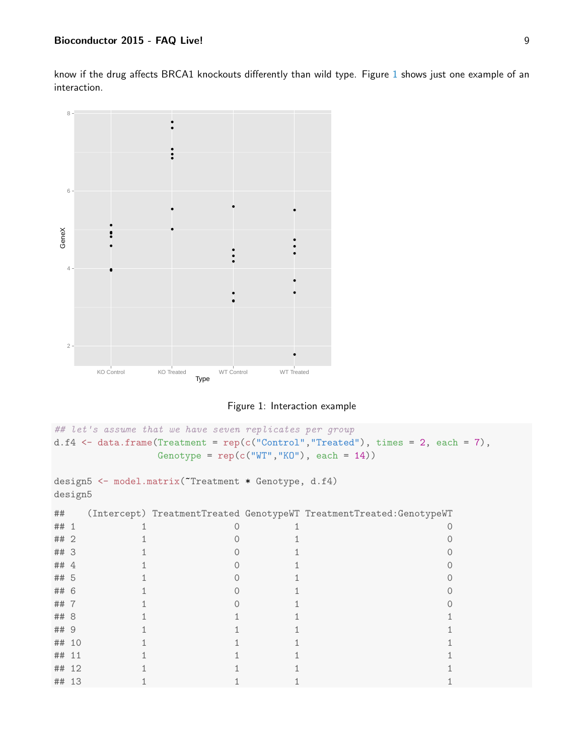know if the drug affects BRCA1 knockouts differently than wild type. Figure 1 shows just one example of an interaction.

8

6

4

2

GeneX

KO Control

KO Treated

WT Control

WT Treated

Type

Figure 1: Interaction example

```
## let's assume that we have seven replicates per group
d.f4 <- data.frame(Treatment = rep(c("Control","Treated"), times = 2, each = 7),
                   Genotype = rep(c("WT","KO"), each = 14))

design5 <- model.matrix(~Treatment * Genotype, d.f4)
design5

##    (Intercept) TreatmentTreated GenotypeWT TreatmentTreated:GenotypeWT
## 1            1                0          1                           0
## 2            1                0          1                           0
## 3            1                0          1                           0
## 4            1                0          1                           0
## 5            1                0          1                           0
## 6            1                0          1                           0
## 7            1                0          1                           0
## 8            1                1          1                           1
## 9            1                1          1                           1
## 10           1                1          1                           1
## 11           1                1          1                           1
## 12           1                1          1                           1
## 13           1                1          1                           1
```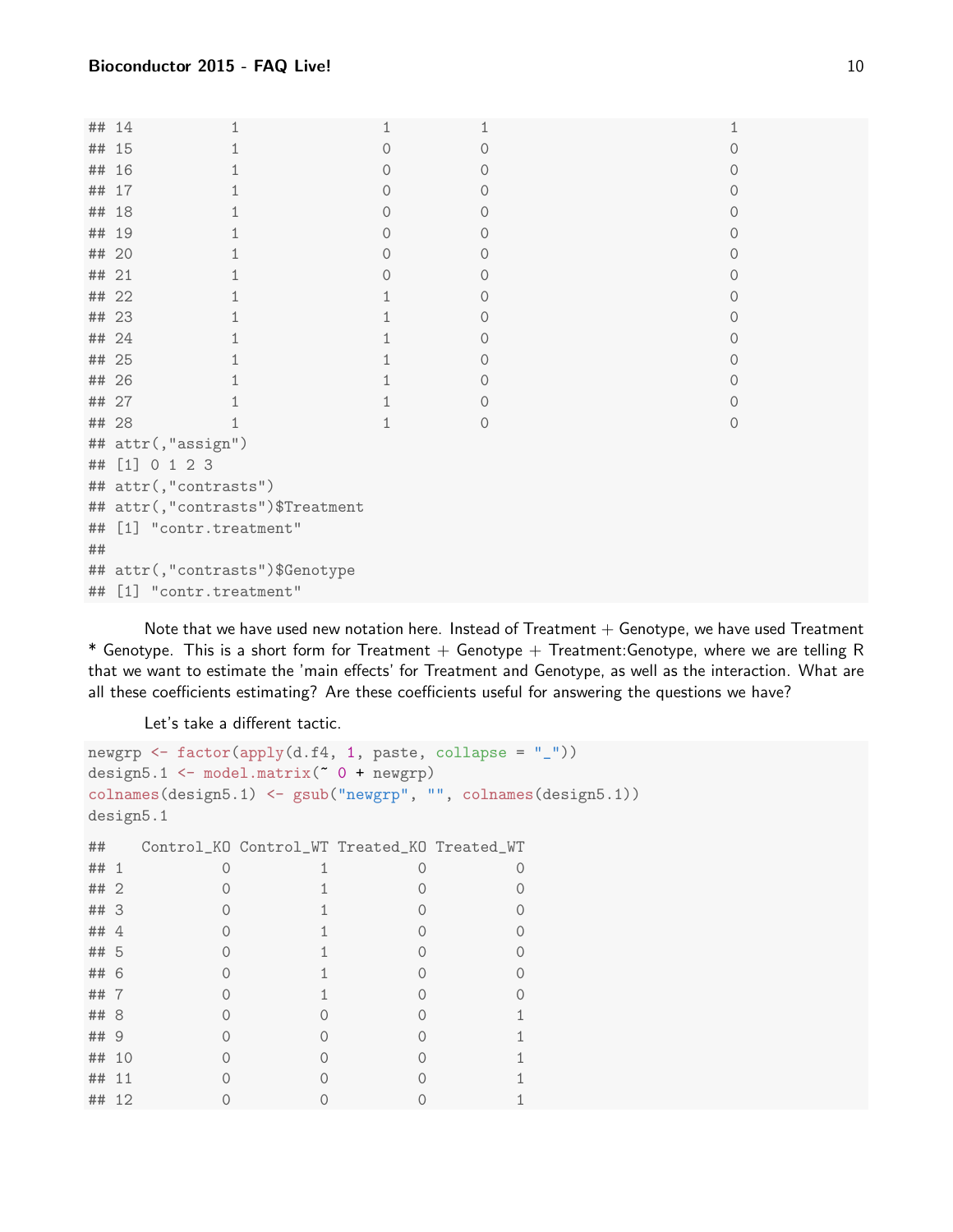```
## 14           1              1         1                         1
## 15           1              0         0                         0
## 16           1              0         0                         0
## 17           1              0         0                         0
## 18           1              0         0                         0
## 19           1              0         0                         0
## 20           1              0         0                         0
## 21           1              0         0                         0
## 22           1              1         0                         0
## 23           1              1         0                         0
## 24           1              1         0                         0
## 25           1              1         0                         0
## 26           1              1         0                         0
## 27           1              1         0                         0
## 28           1              1         0                         0
## attr(,"assign")
## [1] 0 1 2 3
## attr(,"contrasts")
## attr(,"contrasts")$Treatment
## [1] "contr.treatment"
##
## attr(,"contrasts")$Genotype
## [1] "contr.treatment"
```

Note that we have used new notation here. Instead of Treatment + Genotype, we have used Treatment * Genotype. This is a short form for Treatment + Genotype + Treatment:Genotype, where we are telling R that we want to estimate the 'main effects' for Treatment and Genotype, as well as the interaction. What are all these coefficients estimating? Are these coefficients useful for answering the questions we have?

Let's take a different tactic.

```
newgrp <- factor(apply(d.f4, 1, paste, collapse = "_"))
design5.1 <- model.matrix(~ 0 + newgrp)
colnames(design5.1) <- gsub("newgrp", "", colnames(design5.1))
design5.1
```

```
##    Control_KO Control_WT Treated_KO Treated_WT
## 1           0          1          0          0
## 2           0          1          0          0
## 3           0          1          0          0
## 4           0          1          0          0
## 5           0          1          0          0
## 6           0          1          0          0
## 7           0          1          0          0
## 8           0          0          0          1
## 9           0          0          0          1
## 10          0          0          0          1
## 11          0          0          0          1
## 12          0          0          0          1
```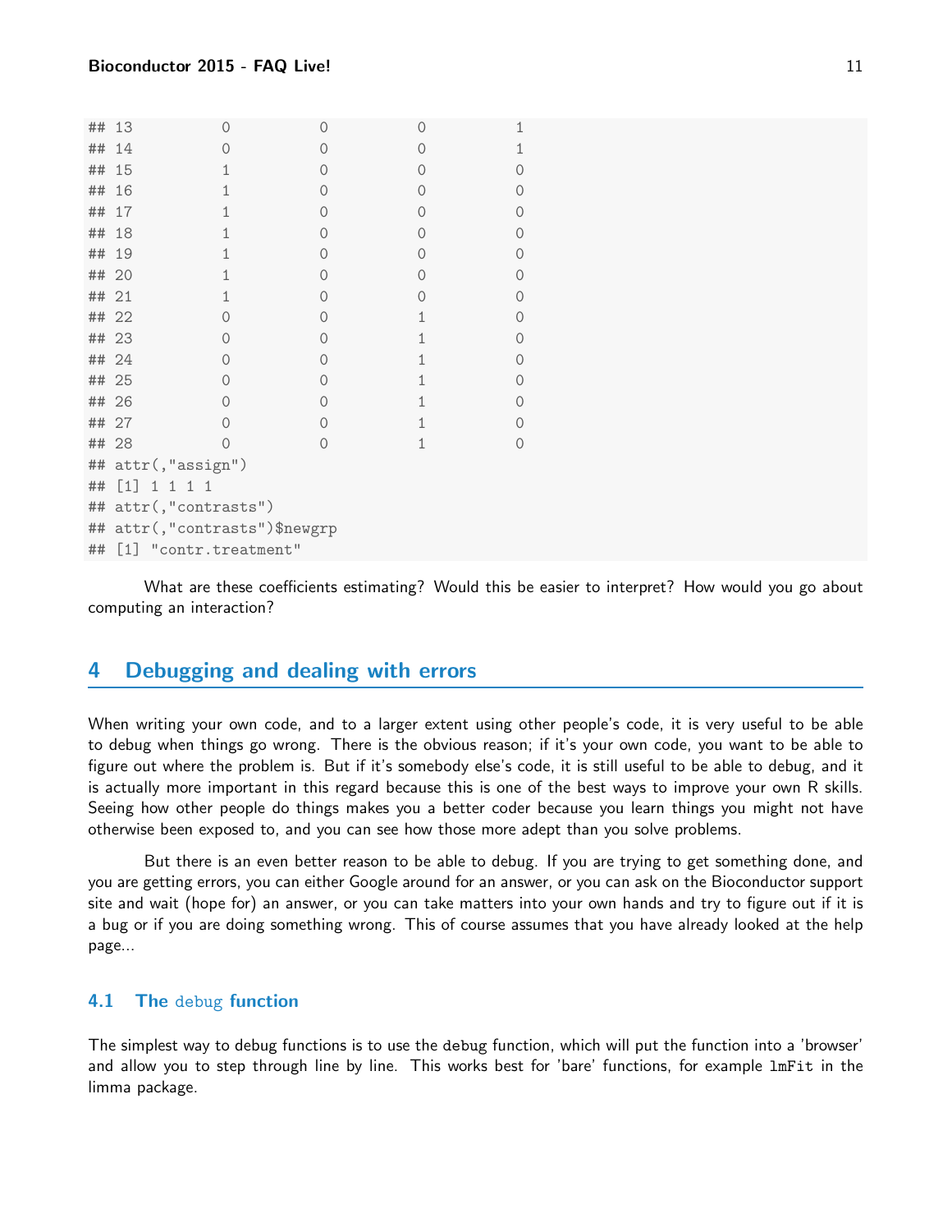```
## 13          0          0          0          1
## 14          0          0          0          1
## 15          1          0          0          0
## 16          1          0          0          0
## 17          1          0          0          0
## 18          1          0          0          0
## 19          1          0          0          0
## 20          1          0          0          0
## 21          1          0          0          0
## 22          0          0          1          0
## 23          0          0          1          0
## 24          0          0          1          0
## 25          0          0          1          0
## 26          0          0          1          0
## 27          0          0          1          0
## 28          0          0          1          0
## attr(,"assign")
## [1] 1 1 1 1
## attr(,"contrasts")
## attr(,"contrasts")$newgrp
## [1] "contr.treatment"
```

What are these coefficients estimating? Would this be easier to interpret? How would you go about computing an interaction?

## 4 Debugging and dealing with errors

When writing your own code, and to a larger extent using other people's code, it is very useful to be able to debug when things go wrong. There is the obvious reason; if it's your own code, you want to be able to figure out where the problem is. But if it's somebody else's code, it is still useful to be able to debug, and it is actually more important in this regard because this is one of the best ways to improve your own R skills. Seeing how other people do things makes you a better coder because you learn things you might not have otherwise been exposed to, and you can see how those more adept than you solve problems.

But there is an even better reason to be able to debug. If you are trying to get something done, and you are getting errors, you can either Google around for an answer, or you can ask on the Bioconductor support site and wait (hope for) an answer, or you can take matters into your own hands and try to figure out if it is a bug or if you are doing something wrong. This of course assumes that you have already looked at the help page...

### 4.1 The `debug` function

The simplest way to debug functions is to use the `debug` function, which will put the function into a 'browser' and allow you to step through line by line. This works best for 'bare' functions, for example `lmFit` in the limma package.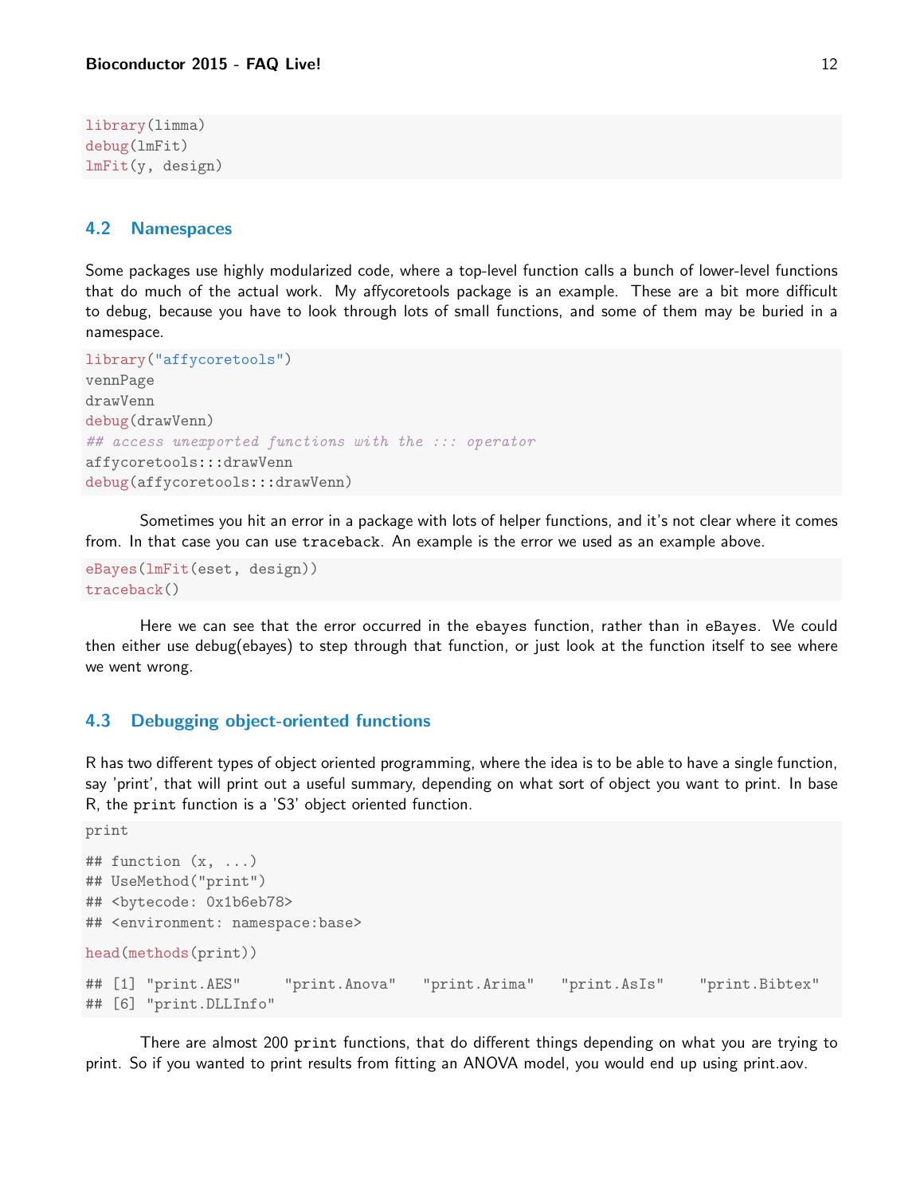```
library(limma)
debug(lmFit)
lmFit(y, design)
```

## 4.2 Namespaces

Some packages use highly modularized code, where a top-level function calls a bunch of lower-level functions that do much of the actual work. My affycoretools package is an example. These are a bit more difficult to debug, because you have to look through lots of small functions, and some of them may be buried in a namespace.

```
library("affycoretools")
vennPage
drawVenn
debug(drawVenn)
## access unexported functions with the ::: operator
affycoretools:::drawVenn
debug(affycoretools:::drawVenn)
```

Sometimes you hit an error in a package with lots of helper functions, and it's not clear where it comes from. In that case you can use `traceback`. An example is the error we used as an example above.

```
eBayes(lmFit(eset, design))
traceback()
```

Here we can see that the error occurred in the `ebayes` function, rather than in `eBayes`. We could then either use debug(ebayes) to step through that function, or just look at the function itself to see where we went wrong.

## 4.3 Debugging object-oriented functions

R has two different types of object oriented programming, where the idea is to be able to have a single function, say 'print', that will print out a useful summary, depending on what sort of object you want to print. In base R, the `print` function is a 'S3' object oriented function.

```
print

## function (x, ...)
## UseMethod("print")
## <bytecode: 0x1b6eb78>
## <environment: namespace:base>

head(methods(print))

## [1] "print.AES"     "print.Anova"   "print.Arima"   "print.AsIs"    "print.Bibtex"
## [6] "print.DLLInfo"
```

There are almost 200 `print` functions, that do different things depending on what you are trying to print. So if you wanted to print results from fitting an ANOVA model, you would end up using print.aov.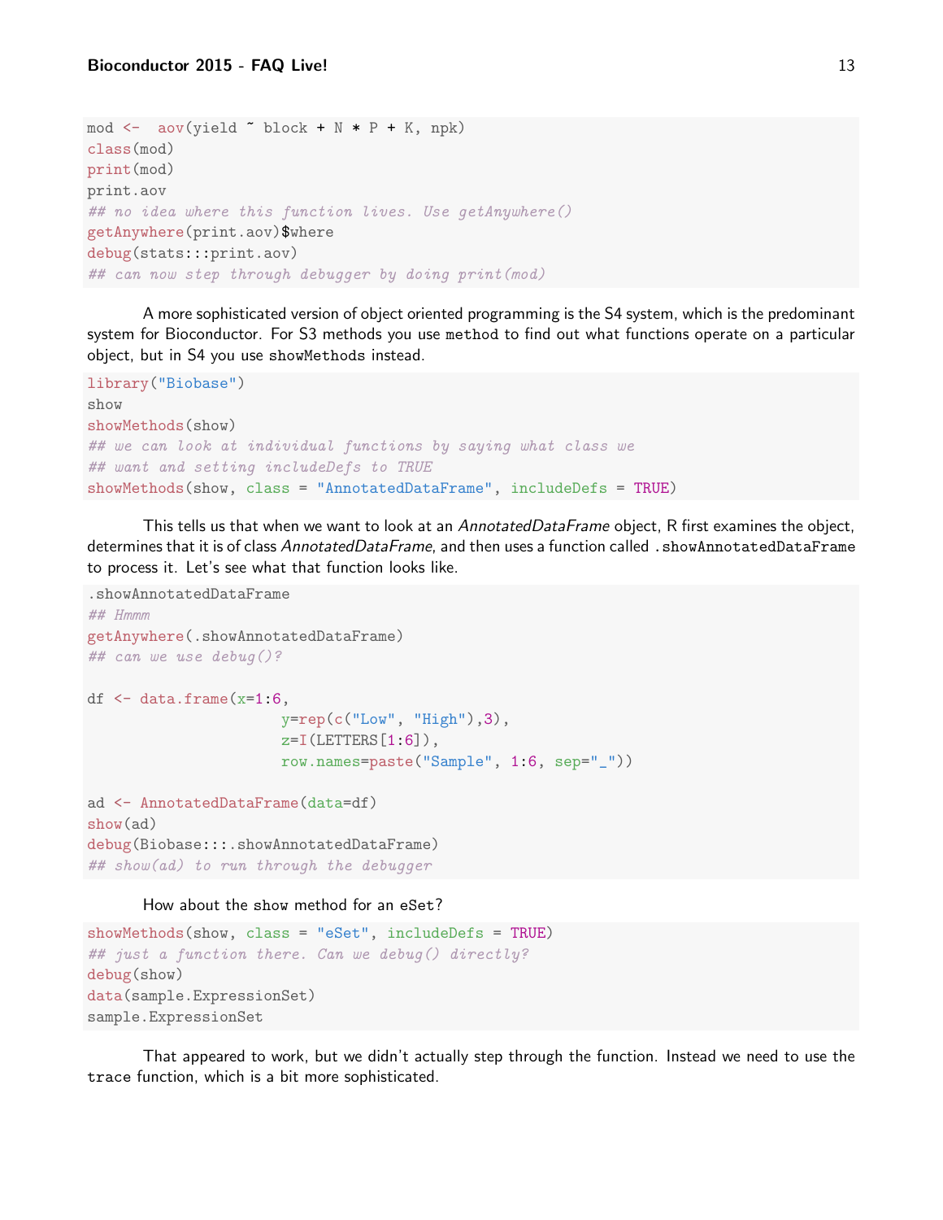```
mod <-  aov(yield ~ block + N * P + K, npk)
class(mod)
print(mod)
print.aov
## no idea where this function lives. Use getAnywhere()
getAnywhere(print.aov)$where
debug(stats:::print.aov)
## can now step through debugger by doing print(mod)
```

A more sophisticated version of object oriented programming is the S4 system, which is the predominant system for Bioconductor. For S3 methods you use `method` to find out what functions operate on a particular object, but in S4 you use `showMethods` instead.

```
library("Biobase")
show
showMethods(show)
## we can look at individual functions by saying what class we
## want and setting includeDefs to TRUE
showMethods(show, class = "AnnotatedDataFrame", includeDefs = TRUE)
```

This tells us that when we want to look at an *AnnotatedDataFrame* object, R first examines the object, determines that it is of class *AnnotatedDataFrame*, and then uses a function called `.showAnnotatedDataFrame` to process it. Let's see what that function looks like.

```
.showAnnotatedDataFrame
## Hmmm
getAnywhere(.showAnnotatedDataFrame)
## can we use debug()?

df <- data.frame(x=1:6,
                     y=rep(c("Low", "High"),3),
                     z=I(LETTERS[1:6]),
                     row.names=paste("Sample", 1:6, sep="_"))

ad <- AnnotatedDataFrame(data=df)
show(ad)
debug(Biobase:::.showAnnotatedDataFrame)
## show(ad) to run through the debugger
```

How about the `show` method for an `eSet`?

```
showMethods(show, class = "eSet", includeDefs = TRUE)
## just a function there. Can we debug() directly?
debug(show)
data(sample.ExpressionSet)
sample.ExpressionSet
```

That appeared to work, but we didn't actually step through the function. Instead we need to use the `trace` function, which is a bit more sophisticated.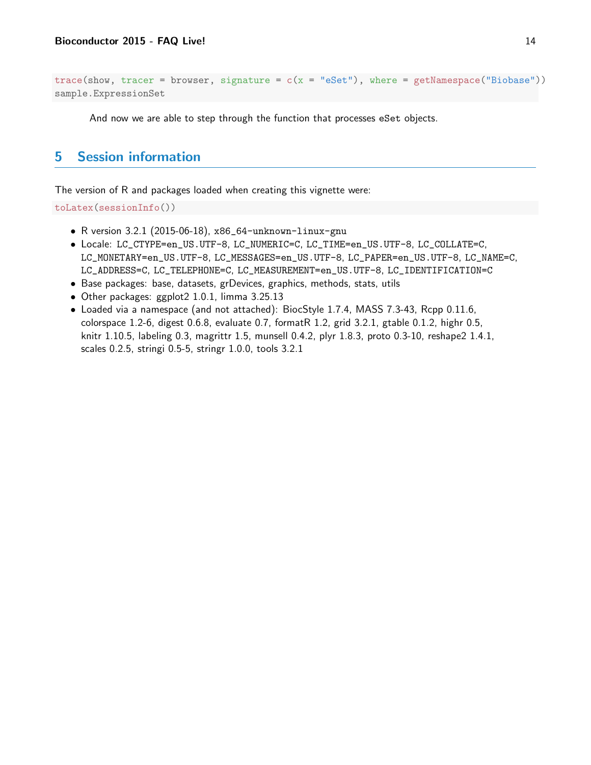```
trace(show, tracer = browser, signature = c(x = "eSet"), where = getNamespace("Biobase"))
sample.ExpressionSet
```

And now we are able to step through the function that processes `eSet` objects.

## 5 Session information

The version of R and packages loaded when creating this vignette were:

```
toLatex(sessionInfo())
```

- R version 3.2.1 (2015-06-18), `x86_64-unknown-linux-gnu`
- Locale: `LC_CTYPE=en_US.UTF-8`, `LC_NUMERIC=C`, `LC_TIME=en_US.UTF-8`, `LC_COLLATE=C`, `LC_MONETARY=en_US.UTF-8`, `LC_MESSAGES=en_US.UTF-8`, `LC_PAPER=en_US.UTF-8`, `LC_NAME=C`, `LC_ADDRESS=C`, `LC_TELEPHONE=C`, `LC_MEASUREMENT=en_US.UTF-8`, `LC_IDENTIFICATION=C`
- Base packages: base, datasets, grDevices, graphics, methods, stats, utils
- Other packages: ggplot2 1.0.1, limma 3.25.13
- Loaded via a namespace (and not attached): BiocStyle 1.7.4, MASS 7.3-43, Rcpp 0.11.6, colorspace 1.2-6, digest 0.6.8, evaluate 0.7, formatR 1.2, grid 3.2.1, gtable 0.1.2, highr 0.5, knitr 1.10.5, labeling 0.3, magrittr 1.5, munsell 0.4.2, plyr 1.8.3, proto 0.3-10, reshape2 1.4.1, scales 0.2.5, stringi 0.5-5, stringr 1.0.0, tools 3.2.1